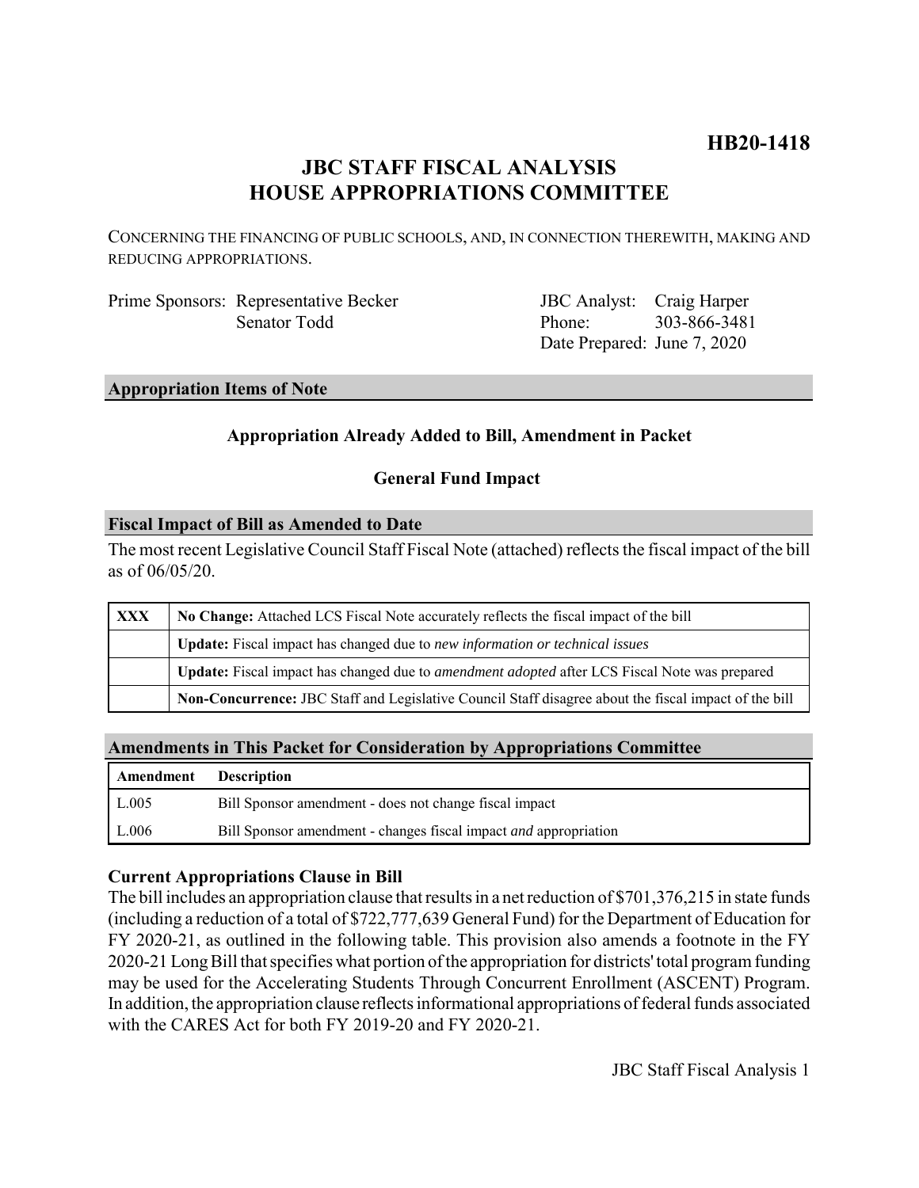**HB20-1418**

# JBC STAFF FISCAL ANALYSIS
# HOUSE APPROPRIATIONS COMMITTEE

CONCERNING THE FINANCING OF PUBLIC SCHOOLS, AND, IN CONNECTION THEREWITH, MAKING AND REDUCING APPROPRIATIONS.

| | | | |
|---|---|---|---|
| Prime Sponsors: | Representative Becker | JBC Analyst: | Craig Harper |
| | Senator Todd | Phone: | 303-866-3481 |
| | | Date Prepared: | June 7, 2020 |

## Appropriation Items of Note

**Appropriation Already Added to Bill, Amendment in Packet**

**General Fund Impact**

## Fiscal Impact of Bill as Amended to Date

The most recent Legislative Council Staff Fiscal Note (attached) reflects the fiscal impact of the bill as of 06/05/20.

| | |
|---|---|
| **XXX** | **No Change:** Attached LCS Fiscal Note accurately reflects the fiscal impact of the bill |
| | **Update:** Fiscal impact has changed due to *new information or technical issues* |
| | **Update:** Fiscal impact has changed due to *amendment adopted* after LCS Fiscal Note was prepared |
| | **Non-Concurrence:** JBC Staff and Legislative Council Staff disagree about the fiscal impact of the bill |

## Amendments in This Packet for Consideration by Appropriations Committee

| Amendment | Description |
|---|---|
| L.005 | Bill Sponsor amendment - does not change fiscal impact |
| L.006 | Bill Sponsor amendment - changes fiscal impact *and* appropriation |

### Current Appropriations Clause in Bill

The bill includes an appropriation clause that results in a net reduction of $701,376,215 in state funds (including a reduction of a total of $722,777,639 General Fund) for the Department of Education for FY 2020-21, as outlined in the following table. This provision also amends a footnote in the FY 2020-21 Long Bill that specifies what portion of the appropriation for districts' total program funding may be used for the Accelerating Students Through Concurrent Enrollment (ASCENT) Program. In addition, the appropriation clause reflects informational appropriations of federal funds associated with the CARES Act for both FY 2019-20 and FY 2020-21.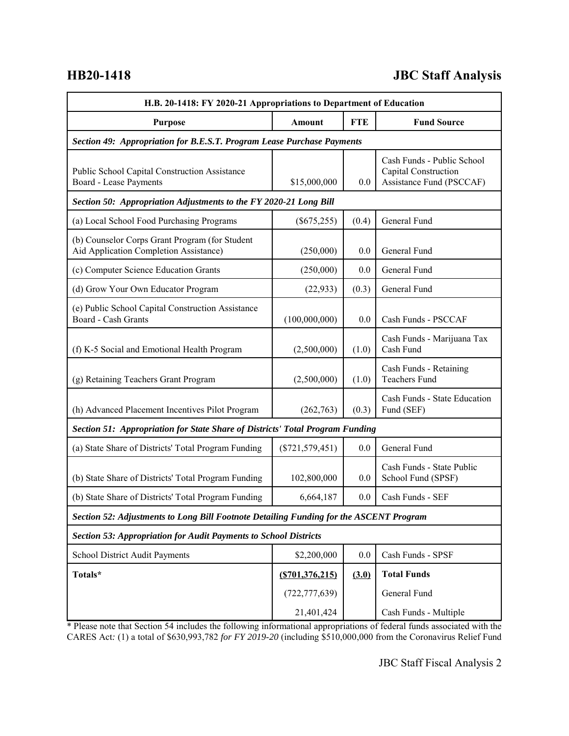| H.B. 20-1418: FY 2020-21 Appropriations to Department of Education | | | |
|---|---|---|---|
| **Purpose** | **Amount** | **FTE** | **Fund Source** |
| ***Section 49: Appropriation for B.E.S.T. Program Lease Purchase Payments*** | | | |
| Public School Capital Construction Assistance Board - Lease Payments | $15,000,000 | 0.0 | Cash Funds - Public School Capital Construction Assistance Fund (PSCCAF) |
| ***Section 50: Appropriation Adjustments to the FY 2020-21 Long Bill*** | | | |
| (a) Local School Food Purchasing Programs | ($675,255) | (0.4) | General Fund |
| (b) Counselor Corps Grant Program (for Student Aid Application Completion Assistance) | (250,000) | 0.0 | General Fund |
| (c) Computer Science Education Grants | (250,000) | 0.0 | General Fund |
| (d) Grow Your Own Educator Program | (22,933) | (0.3) | General Fund |
| (e) Public School Capital Construction Assistance Board - Cash Grants | (100,000,000) | 0.0 | Cash Funds - PSCCAF |
| (f) K-5 Social and Emotional Health Program | (2,500,000) | (1.0) | Cash Funds - Marijuana Tax Cash Fund |
| (g) Retaining Teachers Grant Program | (2,500,000) | (1.0) | Cash Funds - Retaining Teachers Fund |
| (h) Advanced Placement Incentives Pilot Program | (262,763) | (0.3) | Cash Funds - State Education Fund (SEF) |
| ***Section 51: Appropriation for State Share of Districts' Total Program Funding*** | | | |
| (a) State Share of Districts' Total Program Funding | ($721,579,451) | 0.0 | General Fund |
| (b) State Share of Districts' Total Program Funding | 102,800,000 | 0.0 | Cash Funds - State Public School Fund (SPSF) |
| (b) State Share of Districts' Total Program Funding | 6,664,187 | 0.0 | Cash Funds - SEF |
| ***Section 52: Adjustments to Long Bill Footnote Detailing Funding for the ASCENT Program*** | | | |
| ***Section 53: Appropriation for Audit Payments to School Districts*** | | | |
| School District Audit Payments | $2,200,000 | 0.0 | Cash Funds - SPSF |
| **Totals*** | **($701,376,215)** | **(3.0)** | **Total Funds** |
| | (722,777,639) | | General Fund |
| | 21,401,424 | | Cash Funds - Multiple |

* Please note that Section 54 includes the following informational appropriations of federal funds associated with the CARES Act: (1) a total of $630,993,782 *for FY 2019-20* (including $510,000,000 from the Coronavirus Relief Fund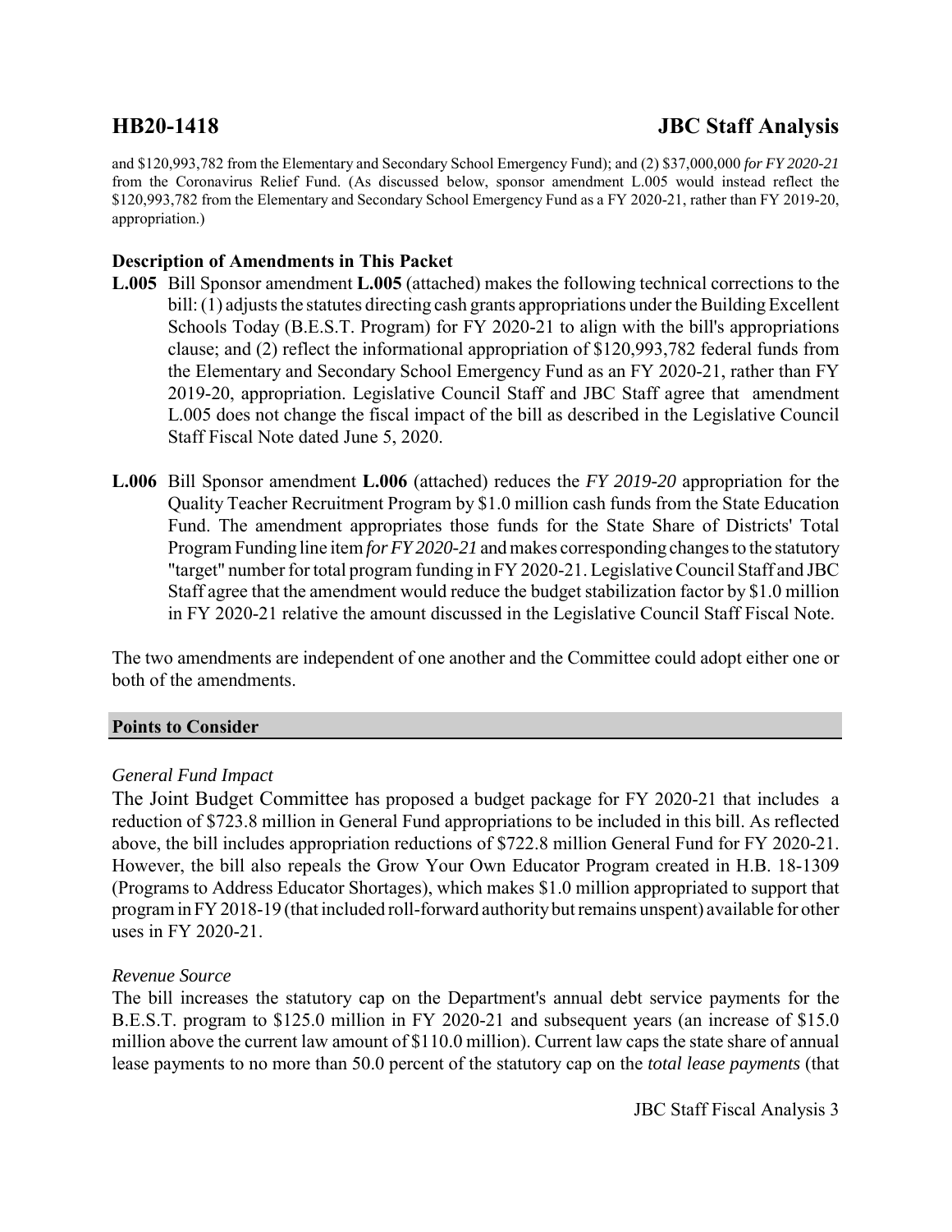and $120,993,782 from the Elementary and Secondary School Emergency Fund); and (2) $37,000,000 *for FY 2020-21* from the Coronavirus Relief Fund. (As discussed below, sponsor amendment L.005 would instead reflect the $120,993,782 from the Elementary and Secondary School Emergency Fund as a FY 2020-21, rather than FY 2019-20, appropriation.)

**Description of Amendments in This Packet**

**L.005** Bill Sponsor amendment **L.005** (attached) makes the following technical corrections to the bill: (1) adjusts the statutes directing cash grants appropriations under the Building Excellent Schools Today (B.E.S.T. Program) for FY 2020-21 to align with the bill's appropriations clause; and (2) reflect the informational appropriation of $120,993,782 federal funds from the Elementary and Secondary School Emergency Fund as an FY 2020-21, rather than FY 2019-20, appropriation. Legislative Council Staff and JBC Staff agree that amendment L.005 does not change the fiscal impact of the bill as described in the Legislative Council Staff Fiscal Note dated June 5, 2020.

**L.006** Bill Sponsor amendment **L.006** (attached) reduces the *FY 2019-20* appropriation for the Quality Teacher Recruitment Program by $1.0 million cash funds from the State Education Fund. The amendment appropriates those funds for the State Share of Districts' Total Program Funding line item *for FY 2020-21* and makes corresponding changes to the statutory "target" number for total program funding in FY 2020-21. Legislative Council Staff and JBC Staff agree that the amendment would reduce the budget stabilization factor by $1.0 million in FY 2020-21 relative the amount discussed in the Legislative Council Staff Fiscal Note.

The two amendments are independent of one another and the Committee could adopt either one or both of the amendments.

## Points to Consider

*General Fund Impact*

The Joint Budget Committee has proposed a budget package for FY 2020-21 that includes a reduction of $723.8 million in General Fund appropriations to be included in this bill. As reflected above, the bill includes appropriation reductions of $722.8 million General Fund for FY 2020-21. However, the bill also repeals the Grow Your Own Educator Program created in H.B. 18-1309 (Programs to Address Educator Shortages), which makes $1.0 million appropriated to support that program in FY 2018-19 (that included roll-forward authority but remains unspent) available for other uses in FY 2020-21.

*Revenue Source*

The bill increases the statutory cap on the Department's annual debt service payments for the B.E.S.T. program to $125.0 million in FY 2020-21 and subsequent years (an increase of $15.0 million above the current law amount of $110.0 million). Current law caps the state share of annual lease payments to no more than 50.0 percent of the statutory cap on the *total lease payments* (that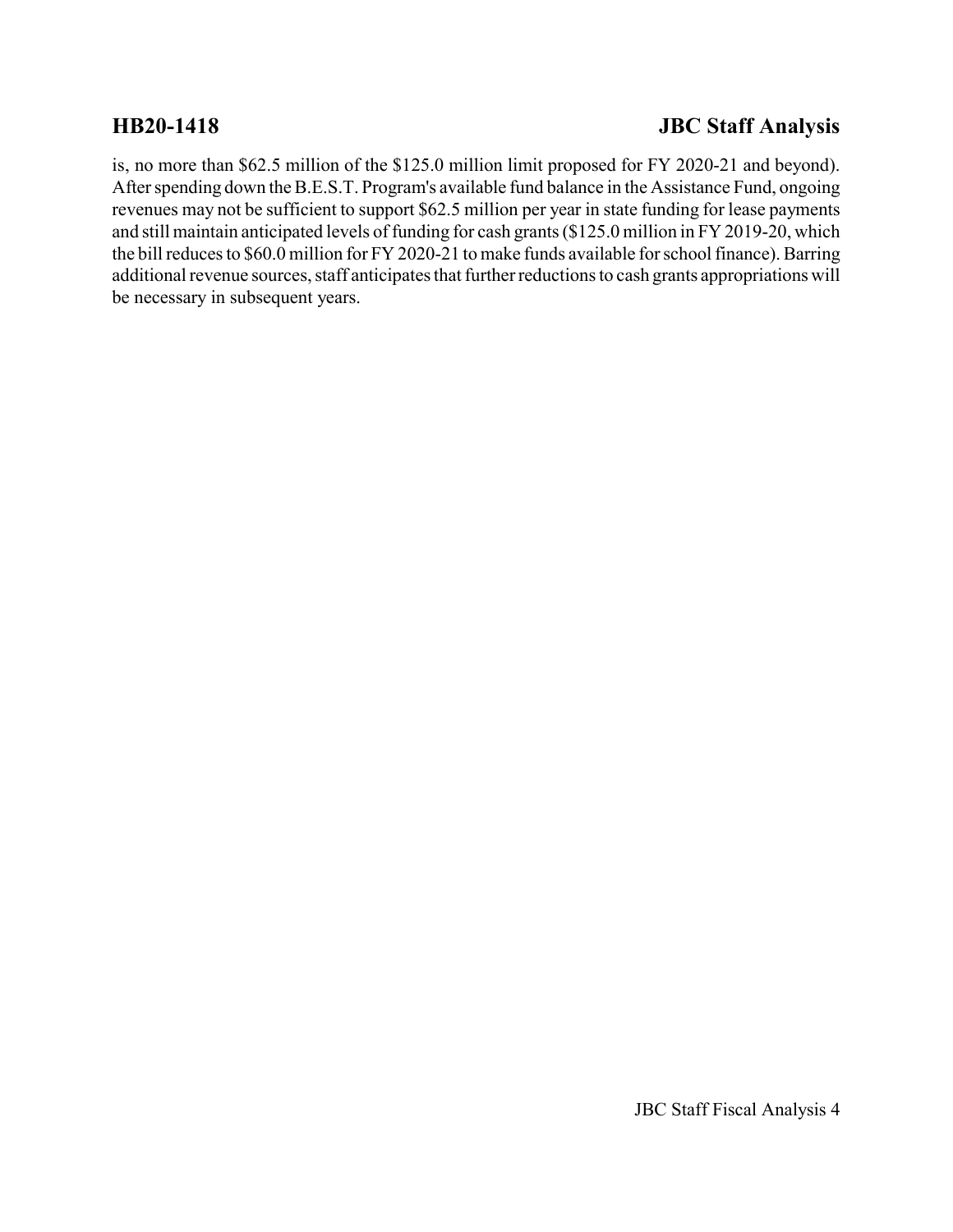is, no more than $62.5 million of the $125.0 million limit proposed for FY 2020-21 and beyond). After spending down the B.E.S.T. Program's available fund balance in the Assistance Fund, ongoing revenues may not be sufficient to support $62.5 million per year in state funding for lease payments and still maintain anticipated levels of funding for cash grants ($125.0 million in FY 2019-20, which the bill reduces to $60.0 million for FY 2020-21 to make funds available for school finance). Barring additional revenue sources, staff anticipates that further reductions to cash grants appropriations will be necessary in subsequent years.